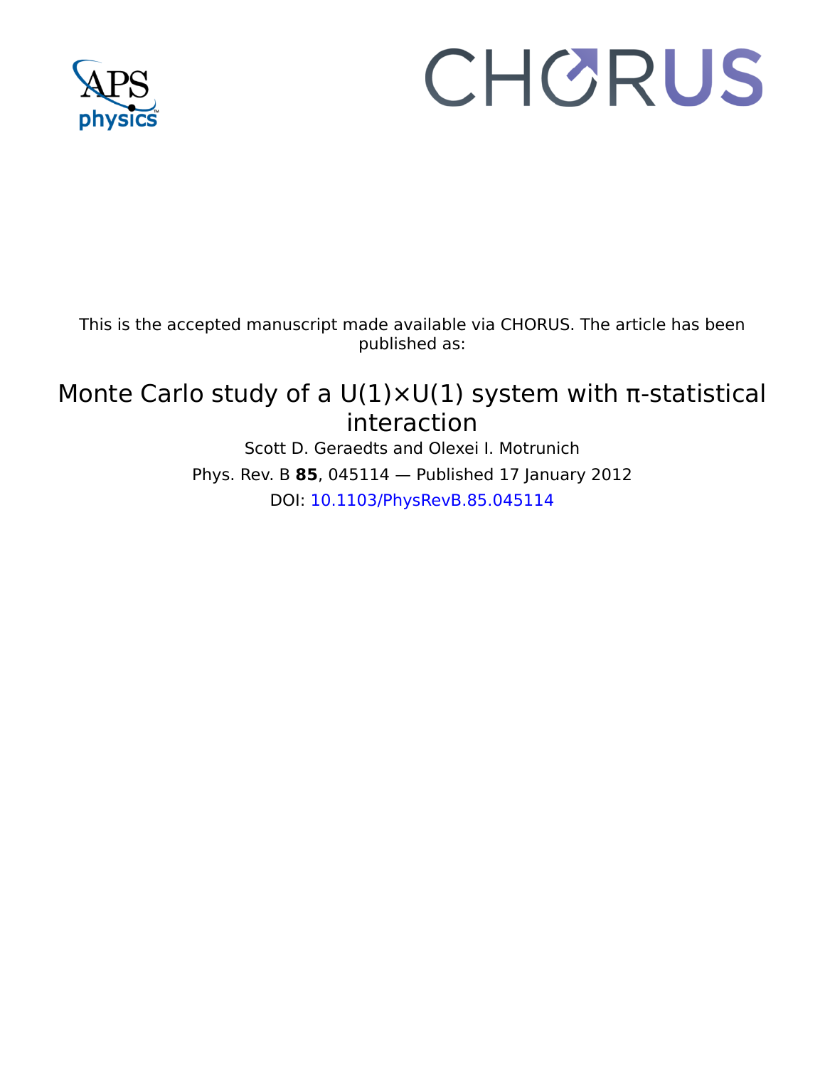This is the accepted manuscript made available via CHORUS. The article has been published as:

# Monte Carlo study of a U(1)×U(1) system with π-statistical interaction

Scott D. Geraedts and Olexei I. Motrunich

Phys. Rev. B **85**, 045114 — Published 17 January 2012

DOI: 10.1103/PhysRevB.85.045114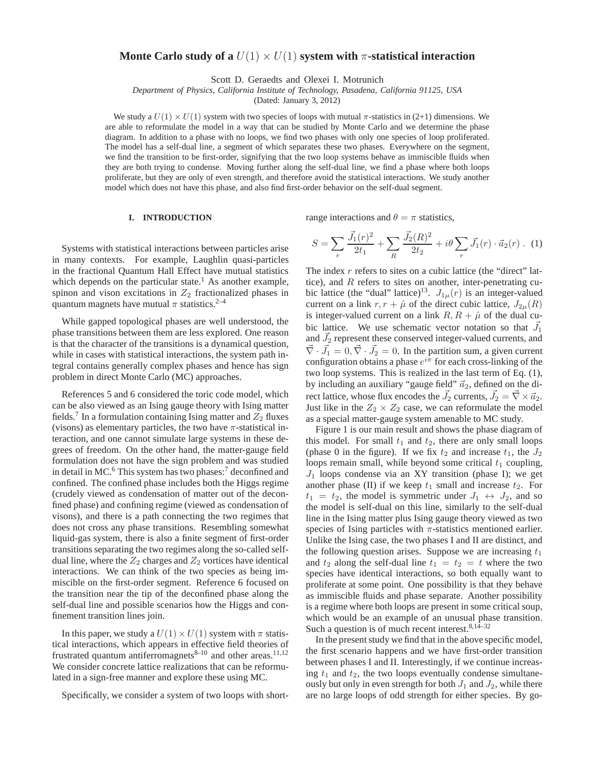# Monte Carlo study of a $U(1) \times U(1)$ system with $\pi$-statistical interaction

Scott D. Geraedts and Olexei I. Motrunich

*Department of Physics, California Institute of Technology, Pasadena, California 91125, USA*

(Dated: January 3, 2012)

We study a $U(1) \times U(1)$ system with two species of loops with mutual $\pi$-statistics in (2+1) dimensions. We are able to reformulate the model in a way that can be studied by Monte Carlo and we determine the phase diagram. In addition to a phase with no loops, we find two phases with only one species of loop proliferated. The model has a self-dual line, a segment of which separates these two phases. Everywhere on the segment, we find the transition to be first-order, signifying that the two loop systems behave as immiscible fluids when they are both trying to condense. Moving further along the self-dual line, we find a phase where both loops proliferate, but they are only of even strength, and therefore avoid the statistical interactions. We study another model which does not have this phase, and also find first-order behavior on the self-dual segment.

## I. INTRODUCTION

Systems with statistical interactions between particles arise in many contexts. For example, Laughlin quasi-particles in the fractional Quantum Hall Effect have mutual statistics which depends on the particular state.[1] As another example, spinon and vison excitations in $Z_2$ fractionalized phases in quantum magnets have mutual $\pi$ statistics.[2–4]

While gapped topological phases are well understood, the phase transitions between them are less explored. One reason is that the character of the transitions is a dynamical question, while in cases with statistical interactions, the system path integral contains generally complex phases and hence has sign problem in direct Monte Carlo (MC) approaches.

References 5 and 6 considered the toric code model, which can be also viewed as an Ising gauge theory with Ising matter fields.[7] In a formulation containing Ising matter and $Z_2$ fluxes (visons) as elementary particles, the two have $\pi$-statistical interaction, and one cannot simulate large systems in these degrees of freedom. On the other hand, the matter-gauge field formulation does not have the sign problem and was studied in detail in MC.[6] This system has two phases:[7] deconfined and confined. The confined phase includes both the Higgs regime (crudely viewed as condensation of matter out of the deconfined phase) and confining regime (viewed as condensation of visons), and there is a path connecting the two regimes that does not cross any phase transitions. Resembling somewhat liquid-gas system, there is also a finite segment of first-order transitions separating the two regimes along the so-called self-dual line, where the $Z_2$ charges and $Z_2$ vortices have identical interactions. We can think of the two species as being immiscible on the first-order segment. Reference 6 focused on the transition near the tip of the deconfined phase along the self-dual line and possible scenarios how the Higgs and confinement transition lines join.

In this paper, we study a $U(1) \times U(1)$ system with $\pi$ statistical interactions, which appears in effective field theories of frustrated quantum antiferromagnets[8–10] and other areas.[11,12] We consider concrete lattice realizations that can be reformulated in a sign-free manner and explore these using MC.

Specifically, we consider a system of two loops with short-range interactions and $\theta = \pi$ statistics,

$$S = \sum_r \frac{\vec{J}_1(r)^2}{2t_1} + \sum_R \frac{\vec{J}_2(R)^2}{2t_2} + i\theta \sum_r \vec{J}_1(r) \cdot \vec{a}_2(r) \ . \quad (1)$$

The index $r$ refers to sites on a cubic lattice (the "direct" lattice), and $R$ refers to sites on another, inter-penetrating cubic lattice (the "dual" lattice)[13]. $J_{1\mu}(r)$ is an integer-valued current on a link $r, r + \hat{\mu}$ of the direct cubic lattice, $J_{2\mu}(R)$ is integer-valued current on a link $R, R + \hat{\mu}$ of the dual cubic lattice. We use schematic vector notation so that $\vec{J}_1$ and $\vec{J}_2$ represent these conserved integer-valued currents, and $\vec{\nabla} \cdot \vec{J}_1 = 0, \vec{\nabla} \cdot \vec{J}_2 = 0$. In the partition sum, a given current configuration obtains a phase $e^{i\pi}$ for each cross-linking of the two loop systems. This is realized in the last term of Eq. (1), by including an auxiliary "gauge field" $\vec{a}_2$, defined on the direct lattice, whose flux encodes the $\vec{J}_2$ currents, $\vec{J}_2 = \vec{\nabla} \times \vec{a}_2$. Just like in the $Z_2 \times Z_2$ case, we can reformulate the model as a special matter-gauge system amenable to MC study.

Figure 1 is our main result and shows the phase diagram of this model. For small $t_1$ and $t_2$, there are only small loops (phase 0 in the figure). If we fix $t_2$ and increase $t_1$, the $J_2$ loops remain small, while beyond some critical $t_1$ coupling, $J_1$ loops condense via an XY transition (phase I); we get another phase (II) if we keep $t_1$ small and increase $t_2$. For $t_1 = t_2$, the model is symmetric under $J_1 \leftrightarrow J_2$, and so the model is self-dual on this line, similarly to the self-dual line in the Ising matter plus Ising gauge theory viewed as two species of Ising particles with $\pi$-statistics mentioned earlier. Unlike the Ising case, the two phases I and II are distinct, and the following question arises. Suppose we are increasing $t_1$ and $t_2$ along the self-dual line $t_1 = t_2 = t$ where the two species have identical interactions, so both equally want to proliferate at some point. One possibility is that they behave as immiscible fluids and phase separate. Another possibility is a regime where both loops are present in some critical soup, which would be an example of an unusual phase transition. Such a question is of much recent interest.[8,14–32]

In the present study we find that in the above specific model, the first scenario happens and we have first-order transition between phases I and II. Interestingly, if we continue increasing $t_1$ and $t_2$, the two loops eventually condense simultaneously but only in even strength for both $J_1$ and $J_2$, while there are no large loops of odd strength for either species. By go-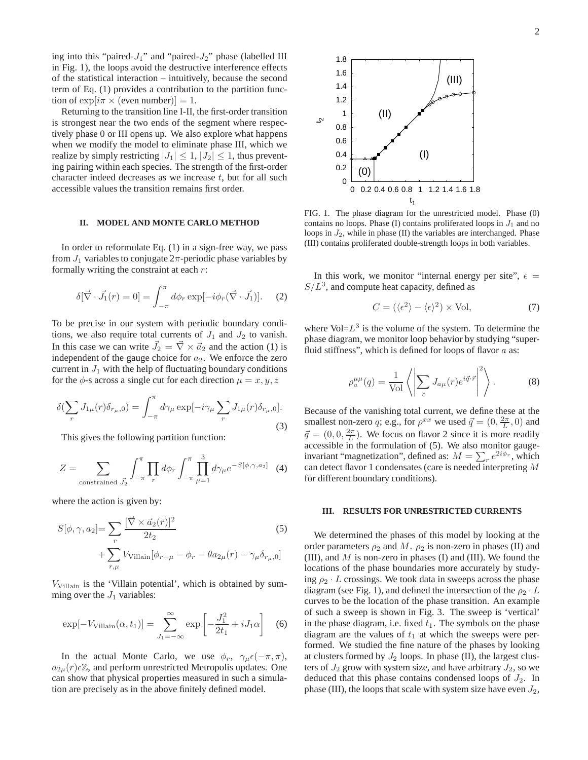ing into this "paired-$J_1$" and "paired-$J_2$" phase (labelled III in Fig. 1), the loops avoid the destructive interference effects of the statistical interaction – intuitively, because the second term of Eq. (1) provides a contribution to the partition function of $\exp[i\pi \times (\text{even number})] = 1$.

Returning to the transition line I-II, the first-order transition is strongest near the two ends of the segment where respectively phase 0 or III opens up. We also explore what happens when we modify the model to eliminate phase III, which we realize by simply restricting $|J_1| \leq 1$, $|J_2| \leq 1$, thus preventing pairing within each species. The strength of the first-order character indeed decreases as we increase $t$, but for all such accessible values the transition remains first order.

FIG. 1. The phase diagram for the unrestricted model. Phase (0) contains no loops. Phase (I) contains proliferated loops in $J_1$ and no loops in $J_2$, while in phase (II) the variables are interchanged. Phase (III) contains proliferated double-strength loops in both variables.

## II. MODEL AND MONTE CARLO METHOD

In order to reformulate Eq. (1) in a sign-free way, we pass from $J_1$ variables to conjugate $2\pi$-periodic phase variables by formally writing the constraint at each $r$:

$$\delta[\vec{\nabla} \cdot \vec{J}_1(r) = 0] = \int_{-\pi}^{\pi} d\phi_r \exp[-i\phi_r(\vec{\nabla} \cdot \vec{J}_1)]. \quad (2)$$

To be precise in our system with periodic boundary conditions, we also require total currents of $J_1$ and $J_2$ to vanish. In this case we can write $\vec{J}_2 = \vec{\nabla} \times \vec{a}_2$ and the action (1) is independent of the gauge choice for $a_2$. We enforce the zero current in $J_1$ with the help of fluctuating boundary conditions for the $\phi$-s across a single cut for each direction $\mu = x, y, z$

$$\delta(\sum_r J_{1\mu}(r)\delta_{r_\mu,0}) = \int_{-\pi}^{\pi} d\gamma_\mu \exp[-i\gamma_\mu \sum_r J_{1\mu}(r)\delta_{r_\mu,0}]. \quad (3)$$

This gives the following partition function:

$$Z = \sum_{\text{constrained } \vec{J}_2} \int_{-\pi}^{\pi} \prod_r d\phi_r \int_{-\pi}^{\pi} \prod_{\mu=1}^{3} d\gamma_\mu e^{-S[\phi,\gamma,a_2]} \quad (4)$$

where the action is given by:

$$S[\phi,\gamma,a_2] = \sum_r \frac{[\vec{\nabla} \times \vec{a}_2(r)]^2}{2t_2} + \sum_{r,\mu} V_{\text{Villain}}[\phi_{r+\mu} - \phi_r - \theta a_{2\mu}(r) - \gamma_\mu \delta_{r_\mu,0}] \quad (5)$$

$V_{\text{Villain}}$ is the 'Villain potential', which is obtained by summing over the $J_1$ variables:

$$\exp[-V_{\text{Villain}}(\alpha, t_1)] = \sum_{J_1=-\infty}^{\infty} \exp\left[-\frac{J_1^2}{2t_1} + iJ_1\alpha\right] \quad (6)$$

In the actual Monte Carlo, we use $\phi_r,\ \gamma_\mu \epsilon(-\pi, \pi)$, $a_{2\mu}(r)\epsilon\mathbb{Z}$, and perform unrestricted Metropolis updates. One can show that physical properties measured in such a simulation are precisely as in the above finitely defined model.

In this work, we monitor "internal energy per site", $\epsilon = S/L^3$, and compute heat capacity, defined as

$$C = (\langle \epsilon^2 \rangle - \langle \epsilon \rangle^2) \times \text{Vol}, \quad (7)$$

where Vol=$L^3$ is the volume of the system. To determine the phase diagram, we monitor loop behavior by studying "superfluid stiffness", which is defined for loops of flavor $a$ as:

$$\rho_a^{\mu\mu}(q) = \frac{1}{\text{Vol}} \left\langle \left| \sum_r J_{a\mu}(r) e^{i\vec{q}\cdot\vec{r}} \right|^2 \right\rangle. \quad (8)$$

Because of the vanishing total current, we define these at the smallest non-zero $q$; e.g., for $\rho^{xx}$ we used $\vec{q} = (0, \frac{2\pi}{L}, 0)$ and $\vec{q} = (0, 0, \frac{2\pi}{L})$. We focus on flavor 2 since it is more readily accessible in the formulation of (5). We also monitor gauge-invariant "magnetization", defined as: $M = \sum_r e^{2i\phi_r}$, which can detect flavor 1 condensates (care is needed interpreting $M$ for different boundary conditions).

## III. RESULTS FOR UNRESTRICTED CURRENTS

We determined the phases of this model by looking at the order parameters $\rho_2$ and $M$. $\rho_2$ is non-zero in phases (II) and (III), and $M$ is non-zero in phases (I) and (III). We found the locations of the phase boundaries more accurately by studying $\rho_2 \cdot L$ crossings. We took data in sweeps across the phase diagram (see Fig. 1), and defined the intersection of the $\rho_2 \cdot L$ curves to be the location of the phase transition. An example of such a sweep is shown in Fig. 3. The sweep is 'vertical' in the phase diagram, i.e. fixed $t_1$. The symbols on the phase diagram are the values of $t_1$ at which the sweeps were performed. We studied the fine nature of the phases by looking at clusters formed by $J_2$ loops. In phase (II), the largest clusters of $J_2$ grow with system size, and have arbitrary $J_2$, so we deduced that this phase contains condensed loops of $J_2$. In phase (III), the loops that scale with system size have even $J_2$,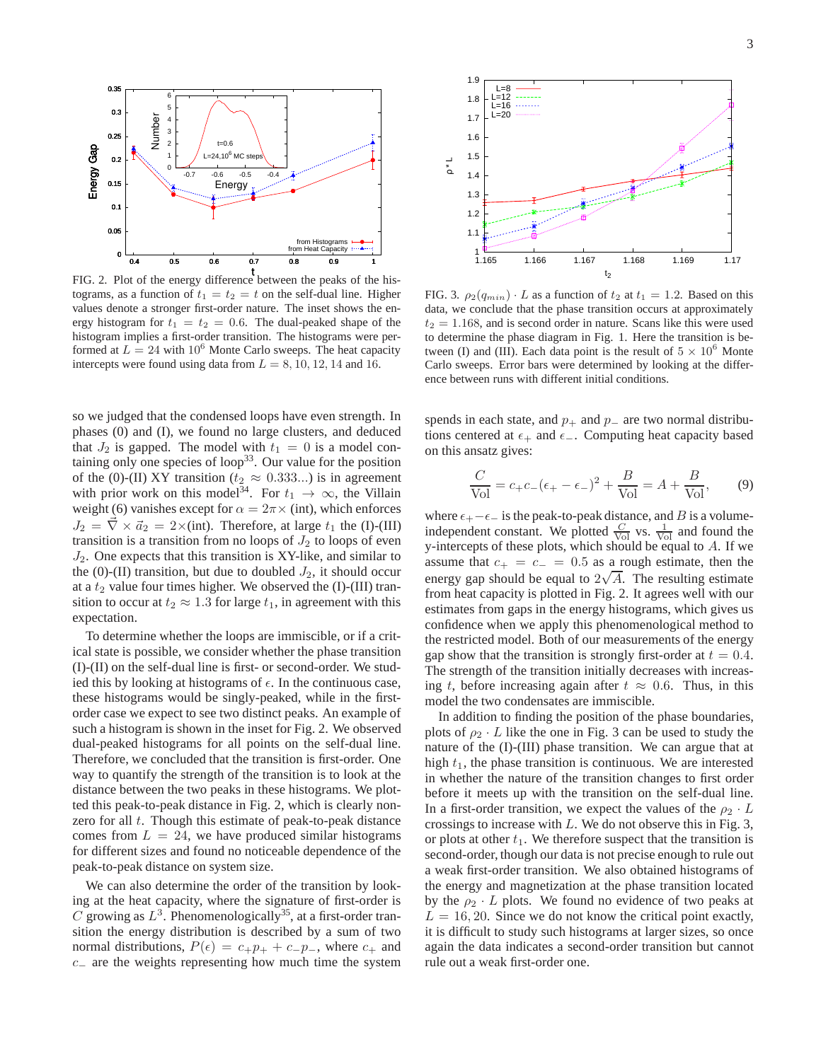FIG. 2. Plot of the energy difference between the peaks of the histograms, as a function of $t_1 = t_2 = t$ on the self-dual line. Higher values denote a stronger first-order nature. The inset shows the energy histogram for $t_1 = t_2 = 0.6$. The dual-peaked shape of the histogram implies a first-order transition. The histograms were performed at $L = 24$ with $10^6$ Monte Carlo sweeps. The heat capacity intercepts were found using data from $L = 8, 10, 12, 14$ and $16$.

FIG. 3. $\rho_2(q_{min}) \cdot L$ as a function of $t_2$ at $t_1 = 1.2$. Based on this data, we conclude that the phase transition occurs at approximately $t_2 = 1.168$, and is second order in nature. Scans like this were used to determine the phase diagram in Fig. 1. Here the transition is between (I) and (III). Each data point is the result of $5 \times 10^6$ Monte Carlo sweeps. Error bars were determined by looking at the difference between runs with different initial conditions.

so we judged that the condensed loops have even strength. In phases (0) and (I), we found no large clusters, and deduced that $J_2$ is gapped. The model with $t_1 = 0$ is a model containing only one species of loop[33]. Our value for the position of the (0)-(II) XY transition ($t_2 \approx 0.333...$) is in agreement with prior work on this model[34]. For $t_1 \to \infty$, the Villain weight (6) vanishes except for $\alpha = 2\pi\times$ (int), which enforces $J_2 = \vec{\nabla} \times \vec{a}_2 = 2\times$(int). Therefore, at large $t_1$ the (I)-(III) transition is a transition from no loops of $J_2$ to loops of even $J_2$. One expects that this transition is XY-like, and similar to the (0)-(II) transition, but due to doubled $J_2$, it should occur at a $t_2$ value four times higher. We observed the (I)-(III) transition to occur at $t_2 \approx 1.3$ for large $t_1$, in agreement with this expectation.

To determine whether the loops are immiscible, or if a critical state is possible, we consider whether the phase transition (I)-(II) on the self-dual line is first- or second-order. We studied this by looking at histograms of $\epsilon$. In the continuous case, these histograms would be singly-peaked, while in the first-order case we expect to see two distinct peaks. An example of such a histogram is shown in the inset for Fig. 2. We observed dual-peaked histograms for all points on the self-dual line. Therefore, we concluded that the transition is first-order. One way to quantify the strength of the transition is to look at the distance between the two peaks in these histograms. We plotted this peak-to-peak distance in Fig. 2, which is clearly nonzero for all $t$. Though this estimate of peak-to-peak distance comes from $L = 24$, we have produced similar histograms for different sizes and found no noticeable dependence of the peak-to-peak distance on system size.

We can also determine the order of the transition by looking at the heat capacity, where the signature of first-order is $C$ growing as $L^3$. Phenomenologically[35], at a first-order transition the energy distribution is described by a sum of two normal distributions, $P(\epsilon) = c_+ p_+ + c_- p_-$, where $c_+$ and $c_-$ are the weights representing how much time the system spends in each state, and $p_+$ and $p_-$ are two normal distributions centered at $\epsilon_+$ and $\epsilon_-$. Computing heat capacity based on this ansatz gives:

$$\frac{C}{\text{Vol}} = c_+ c_- (\epsilon_+ - \epsilon_-)^2 + \frac{B}{\text{Vol}} = A + \frac{B}{\text{Vol}}, \qquad (9)$$

where $\epsilon_+ - \epsilon_-$ is the peak-to-peak distance, and $B$ is a volume-independent constant. We plotted $\frac{C}{\text{Vol}}$ vs. $\frac{1}{\text{Vol}}$ and found the y-intercepts of these plots, which should be equal to $A$. If we assume that $c_+ = c_- = 0.5$ as a rough estimate, then the energy gap should be equal to $2\sqrt{A}$. The resulting estimate from heat capacity is plotted in Fig. 2. It agrees well with our estimates from gaps in the energy histograms, which gives us confidence when we apply this phenomenological method to the restricted model. Both of our measurements of the energy gap show that the transition is strongly first-order at $t = 0.4$. The strength of the transition initially decreases with increasing $t$, before increasing again after $t \approx 0.6$. Thus, in this model the two condensates are immiscible.

In addition to finding the position of the phase boundaries, plots of $\rho_2 \cdot L$ like the one in Fig. 3 can be used to study the nature of the (I)-(III) phase transition. We can argue that at high $t_1$, the phase transition is continuous. We are interested in whether the nature of the transition changes to first order before it meets up with the transition on the self-dual line. In a first-order transition, we expect the values of the $\rho_2 \cdot L$ crossings to increase with $L$. We do not observe this in Fig. 3, or plots at other $t_1$. We therefore suspect that the transition is second-order, though our data is not precise enough to rule out a weak first-order transition. We also obtained histograms of the energy and magnetization at the phase transition located by the $\rho_2 \cdot L$ plots. We found no evidence of two peaks at $L = 16, 20$. Since we do not know the critical point exactly, it is difficult to study such histograms at larger sizes, so once again the data indicates a second-order transition but cannot rule out a weak first-order one.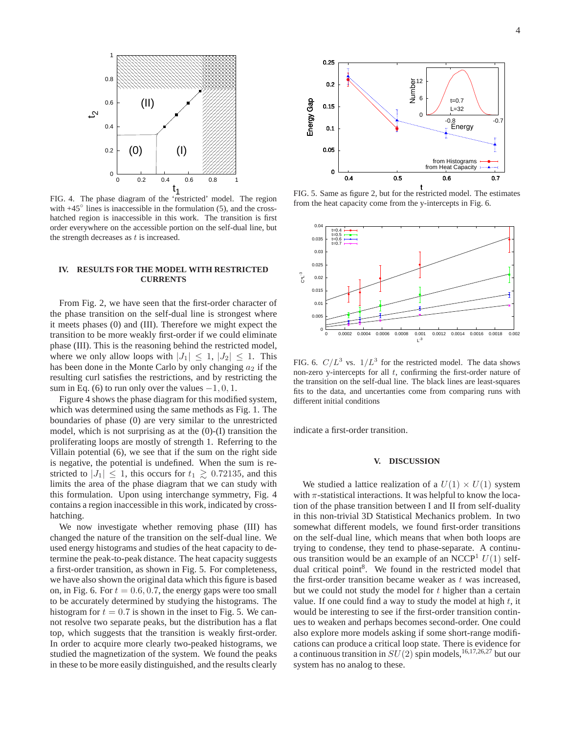FIG. 4. The phase diagram of the 'restricted' model. The region with $+45^\circ$ lines is inaccessible in the formulation (5), and the cross-hatched region is inaccessible in this work. The transition is first order everywhere on the accessible portion on the self-dual line, but the strength decreases as $t$ is increased.

## IV. RESULTS FOR THE MODEL WITH RESTRICTED CURRENTS

From Fig. 2, we have seen that the first-order character of the phase transition on the self-dual line is strongest where it meets phases (0) and (III). Therefore we might expect the transition to be more weakly first-order if we could eliminate phase (III). This is the reasoning behind the restricted model, where we only allow loops with $|J_1| \leq 1$, $|J_2| \leq 1$. This has been done in the Monte Carlo by only changing $a_2$ if the resulting curl satisfies the restrictions, and by restricting the sum in Eq. (6) to run only over the values $-1, 0, 1$.

Figure 4 shows the phase diagram for this modified system, which was determined using the same methods as Fig. 1. The boundaries of phase (0) are very similar to the unrestricted model, which is not surprising as at the (0)-(I) transition the proliferating loops are mostly of strength 1. Referring to the Villain potential (6), we see that if the sum on the right side is negative, the potential is undefined. When the sum is restricted to $|J_1| \leq 1$, this occurs for $t_1 \gtrsim 0.72135$, and this limits the area of the phase diagram that we can study with this formulation. Upon using interchange symmetry, Fig. 4 contains a region inaccessible in this work, indicated by cross-hatching.

We now investigate whether removing phase (III) has changed the nature of the transition on the self-dual line. We used energy histograms and studies of the heat capacity to determine the peak-to-peak distance. The heat capacity suggests a first-order transition, as shown in Fig. 5. For completeness, we have also shown the original data which this figure is based on, in Fig. 6. For $t = 0.6, 0.7$, the energy gaps were too small to be accurately determined by studying the histograms. The histogram for $t = 0.7$ is shown in the inset to Fig. 5. We cannot resolve two separate peaks, but the distribution has a flat top, which suggests that the transition is weakly first-order. In order to acquire more clearly two-peaked histograms, we studied the magnetization of the system. We found the peaks in these to be more easily distinguished, and the results clearly indicate a first-order transition.

FIG. 5. Same as figure 2, but for the restricted model. The estimates from the heat capacity come from the y-intercepts in Fig. 6.

FIG. 6. $C/L^3$ vs. $1/L^3$ for the restricted model. The data shows non-zero y-intercepts for all $t$, confirming the first-order nature of the transition on the self-dual line. The black lines are least-squares fits to the data, and uncertainties come from comparing runs with different initial conditions

## V. DISCUSSION

We studied a lattice realization of a $U(1) \times U(1)$ system with $\pi$-statistical interactions. It was helpful to know the location of the phase transition between I and II from self-duality in this non-trivial 3D Statistical Mechanics problem. In two somewhat different models, we found first-order transitions on the self-dual line, which means that when both loops are trying to condense, they tend to phase-separate. A continuous transition would be an example of an NCCP[1] $U(1)$ self-dual critical point[8]. We found in the restricted model that the first-order transition became weaker as $t$ was increased, but we could not study the model for $t$ higher than a certain value. If one could find a way to study the model at high $t$, it would be interesting to see if the first-order transition continues to weaken and perhaps becomes second-order. One could also explore more models asking if some short-range modifications can produce a critical loop state. There is evidence for a continuous transition in $SU(2)$ spin models,[16,17,26,27] but our system has no analog to these.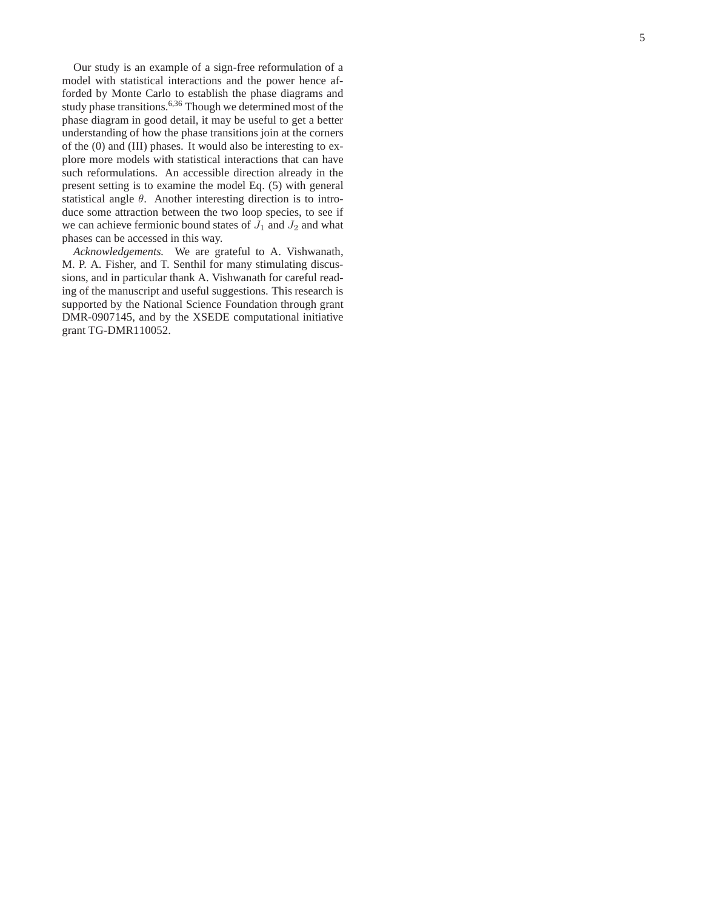Our study is an example of a sign-free reformulation of a model with statistical interactions and the power hence afforded by Monte Carlo to establish the phase diagrams and study phase transitions.[6,36] Though we determined most of the phase diagram in good detail, it may be useful to get a better understanding of how the phase transitions join at the corners of the (0) and (III) phases. It would also be interesting to explore more models with statistical interactions that can have such reformulations. An accessible direction already in the present setting is to examine the model Eq. (5) with general statistical angle $\theta$. Another interesting direction is to introduce some attraction between the two loop species, to see if we can achieve fermionic bound states of $J_1$ and $J_2$ and what phases can be accessed in this way.

*Acknowledgements.* We are grateful to A. Vishwanath, M. P. A. Fisher, and T. Senthil for many stimulating discussions, and in particular thank A. Vishwanath for careful reading of the manuscript and useful suggestions. This research is supported by the National Science Foundation through grant DMR-0907145, and by the XSEDE computational initiative grant TG-DMR110052.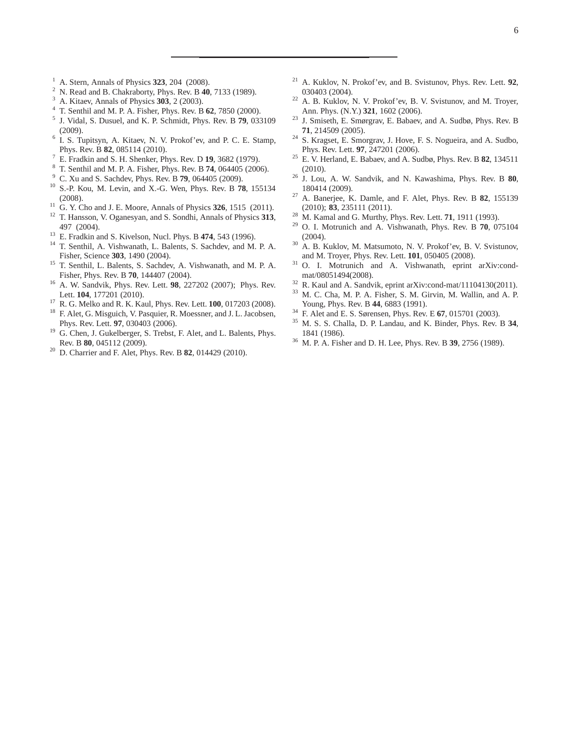[1] A. Stern, Annals of Physics **323**, 204 (2008).

[2] N. Read and B. Chakraborty, Phys. Rev. B **40**, 7133 (1989).

[3] A. Kitaev, Annals of Physics **303**, 2 (2003).

[4] T. Senthil and M. P. A. Fisher, Phys. Rev. B **62**, 7850 (2000).

[5] J. Vidal, S. Dusuel, and K. P. Schmidt, Phys. Rev. B **79**, 033109 (2009).

[6] I. S. Tupitsyn, A. Kitaev, N. V. Prokof'ev, and P. C. E. Stamp, Phys. Rev. B **82**, 085114 (2010).

[7] E. Fradkin and S. H. Shenker, Phys. Rev. D **19**, 3682 (1979).

[8] T. Senthil and M. P. A. Fisher, Phys. Rev. B **74**, 064405 (2006).

[9] C. Xu and S. Sachdev, Phys. Rev. B **79**, 064405 (2009).

[10] S.-P. Kou, M. Levin, and X.-G. Wen, Phys. Rev. B **78**, 155134 (2008).

[11] G. Y. Cho and J. E. Moore, Annals of Physics **326**, 1515 (2011).

[12] T. Hansson, V. Oganesyan, and S. Sondhi, Annals of Physics **313**, 497 (2004).

[13] E. Fradkin and S. Kivelson, Nucl. Phys. B **474**, 543 (1996).

[14] T. Senthil, A. Vishwanath, L. Balents, S. Sachdev, and M. P. A. Fisher, Science **303**, 1490 (2004).

[15] T. Senthil, L. Balents, S. Sachdev, A. Vishwanath, and M. P. A. Fisher, Phys. Rev. B **70**, 144407 (2004).

[16] A. W. Sandvik, Phys. Rev. Lett. **98**, 227202 (2007); Phys. Rev. Lett. **104**, 177201 (2010).

[17] R. G. Melko and R. K. Kaul, Phys. Rev. Lett. **100**, 017203 (2008).

[18] F. Alet, G. Misguich, V. Pasquier, R. Moessner, and J. L. Jacobsen, Phys. Rev. Lett. **97**, 030403 (2006).

[19] G. Chen, J. Gukelberger, S. Trebst, F. Alet, and L. Balents, Phys. Rev. B **80**, 045112 (2009).

[20] D. Charrier and F. Alet, Phys. Rev. B **82**, 014429 (2010).

[21] A. Kuklov, N. Prokof'ev, and B. Svistunov, Phys. Rev. Lett. **92**, 030403 (2004).

[22] A. B. Kuklov, N. V. Prokof'ev, B. V. Svistunov, and M. Troyer, Ann. Phys. (N.Y.) **321**, 1602 (2006).

[23] J. Smiseth, E. Smørgrav, E. Babaev, and A. Sudbø, Phys. Rev. B **71**, 214509 (2005).

[24] S. Kragset, E. Smorgrav, J. Hove, F. S. Nogueira, and A. Sudbo, Phys. Rev. Lett. **97**, 247201 (2006).

[25] E. V. Herland, E. Babaev, and A. Sudbø, Phys. Rev. B **82**, 134511 (2010).

[26] J. Lou, A. W. Sandvik, and N. Kawashima, Phys. Rev. B **80**, 180414 (2009).

[27] A. Banerjee, K. Damle, and F. Alet, Phys. Rev. B **82**, 155139 (2010); **83**, 235111 (2011).

[28] M. Kamal and G. Murthy, Phys. Rev. Lett. **71**, 1911 (1993).

[29] O. I. Motrunich and A. Vishwanath, Phys. Rev. B **70**, 075104 (2004).

[30] A. B. Kuklov, M. Matsumoto, N. V. Prokof'ev, B. V. Svistunov, and M. Troyer, Phys. Rev. Lett. **101**, 050405 (2008).

[31] O. I. Motrunich and A. Vishwanath, eprint arXiv:cond-mat/08051494(2008).

[32] R. Kaul and A. Sandvik, eprint arXiv:cond-mat/11104130(2011).

[33] M. C. Cha, M. P. A. Fisher, S. M. Girvin, M. Wallin, and A. P. Young, Phys. Rev. B **44**, 6883 (1991).

[34] F. Alet and E. S. Sørensen, Phys. Rev. E **67**, 015701 (2003).

[35] M. S. S. Challa, D. P. Landau, and K. Binder, Phys. Rev. B **34**, 1841 (1986).

[36] M. P. A. Fisher and D. H. Lee, Phys. Rev. B **39**, 2756 (1989).